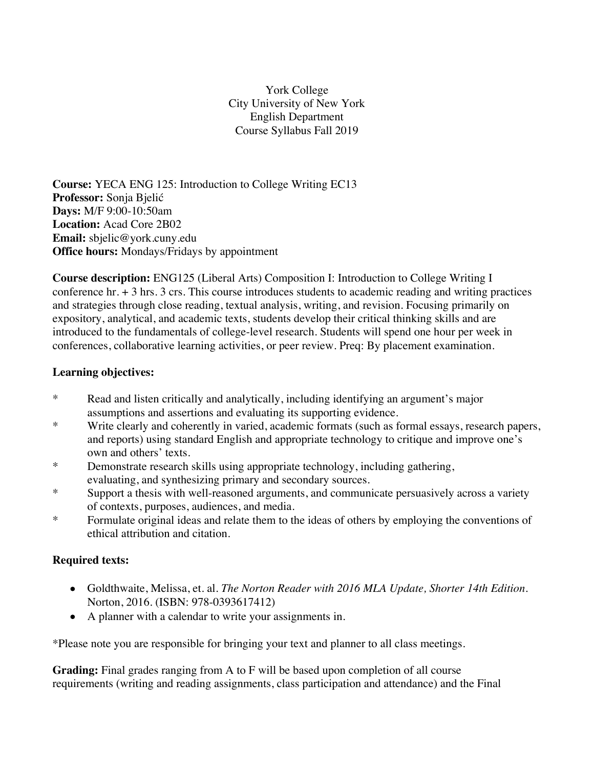York College
City University of New York
English Department
Course Syllabus Fall 2019

**Course:** YECA ENG 125: Introduction to College Writing EC13
**Professor:** Sonja Bjelić
**Days:** M/F 9:00-10:50am
**Location:** Acad Core 2B02
**Email:** sbjelic@york.cuny.edu
**Office hours:** Mondays/Fridays by appointment

**Course description:** ENG125 (Liberal Arts) Composition I: Introduction to College Writing I conference hr. + 3 hrs. 3 crs. This course introduces students to academic reading and writing practices and strategies through close reading, textual analysis, writing, and revision. Focusing primarily on expository, analytical, and academic texts, students develop their critical thinking skills and are introduced to the fundamentals of college-level research. Students will spend one hour per week in conferences, collaborative learning activities, or peer review. Preq: By placement examination.

**Learning objectives:**

* Read and listen critically and analytically, including identifying an argument's major assumptions and assertions and evaluating its supporting evidence.
* Write clearly and coherently in varied, academic formats (such as formal essays, research papers, and reports) using standard English and appropriate technology to critique and improve one's own and others' texts.
* Demonstrate research skills using appropriate technology, including gathering, evaluating, and synthesizing primary and secondary sources.
* Support a thesis with well-reasoned arguments, and communicate persuasively across a variety of contexts, purposes, audiences, and media.
* Formulate original ideas and relate them to the ideas of others by employing the conventions of ethical attribution and citation.

**Required texts:**

- Goldthwaite, Melissa, et. al. *The Norton Reader with 2016 MLA Update, Shorter 14th Edition*. Norton, 2016. (ISBN: 978-0393617412)
- A planner with a calendar to write your assignments in.

*Please note you are responsible for bringing your text and planner to all class meetings.

**Grading:** Final grades ranging from A to F will be based upon completion of all course requirements (writing and reading assignments, class participation and attendance) and the Final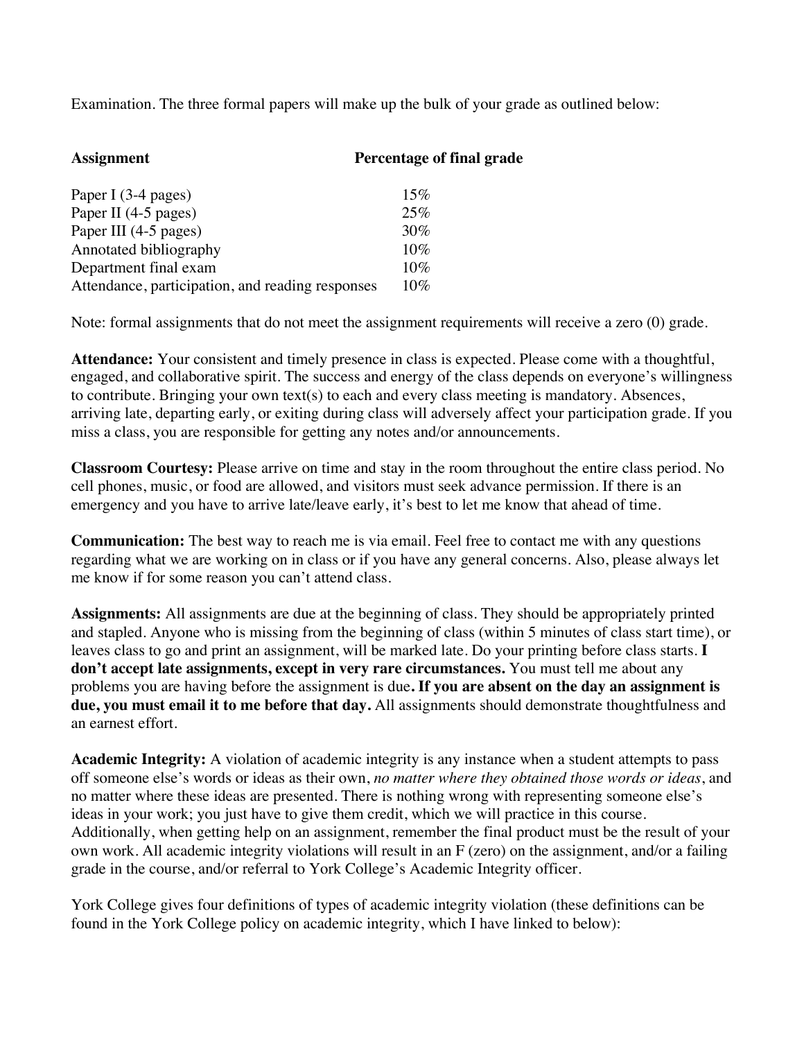Examination. The three formal papers will make up the bulk of your grade as outlined below:

| Assignment | Percentage of final grade |
| --- | --- |
| Paper I (3-4 pages) | 15% |
| Paper II (4-5 pages) | 25% |
| Paper III (4-5 pages) | 30% |
| Annotated bibliography | 10% |
| Department final exam | 10% |
| Attendance, participation, and reading responses | 10% |

Note: formal assignments that do not meet the assignment requirements will receive a zero (0) grade.

**Attendance:** Your consistent and timely presence in class is expected. Please come with a thoughtful, engaged, and collaborative spirit. The success and energy of the class depends on everyone's willingness to contribute. Bringing your own text(s) to each and every class meeting is mandatory. Absences, arriving late, departing early, or exiting during class will adversely affect your participation grade. If you miss a class, you are responsible for getting any notes and/or announcements.

**Classroom Courtesy:** Please arrive on time and stay in the room throughout the entire class period. No cell phones, music, or food are allowed, and visitors must seek advance permission. If there is an emergency and you have to arrive late/leave early, it's best to let me know that ahead of time.

**Communication:** The best way to reach me is via email. Feel free to contact me with any questions regarding what we are working on in class or if you have any general concerns. Also, please always let me know if for some reason you can't attend class.

**Assignments:** All assignments are due at the beginning of class. They should be appropriately printed and stapled. Anyone who is missing from the beginning of class (within 5 minutes of class start time), or leaves class to go and print an assignment, will be marked late. Do your printing before class starts. **I don't accept late assignments, except in very rare circumstances.** You must tell me about any problems you are having before the assignment is due**. If you are absent on the day an assignment is due, you must email it to me before that day.** All assignments should demonstrate thoughtfulness and an earnest effort.

**Academic Integrity:** A violation of academic integrity is any instance when a student attempts to pass off someone else's words or ideas as their own, *no matter where they obtained those words or ideas*, and no matter where these ideas are presented. There is nothing wrong with representing someone else's ideas in your work; you just have to give them credit, which we will practice in this course. Additionally, when getting help on an assignment, remember the final product must be the result of your own work. All academic integrity violations will result in an F (zero) on the assignment, and/or a failing grade in the course, and/or referral to York College's Academic Integrity officer.

York College gives four definitions of types of academic integrity violation (these definitions can be found in the York College policy on academic integrity, which I have linked to below):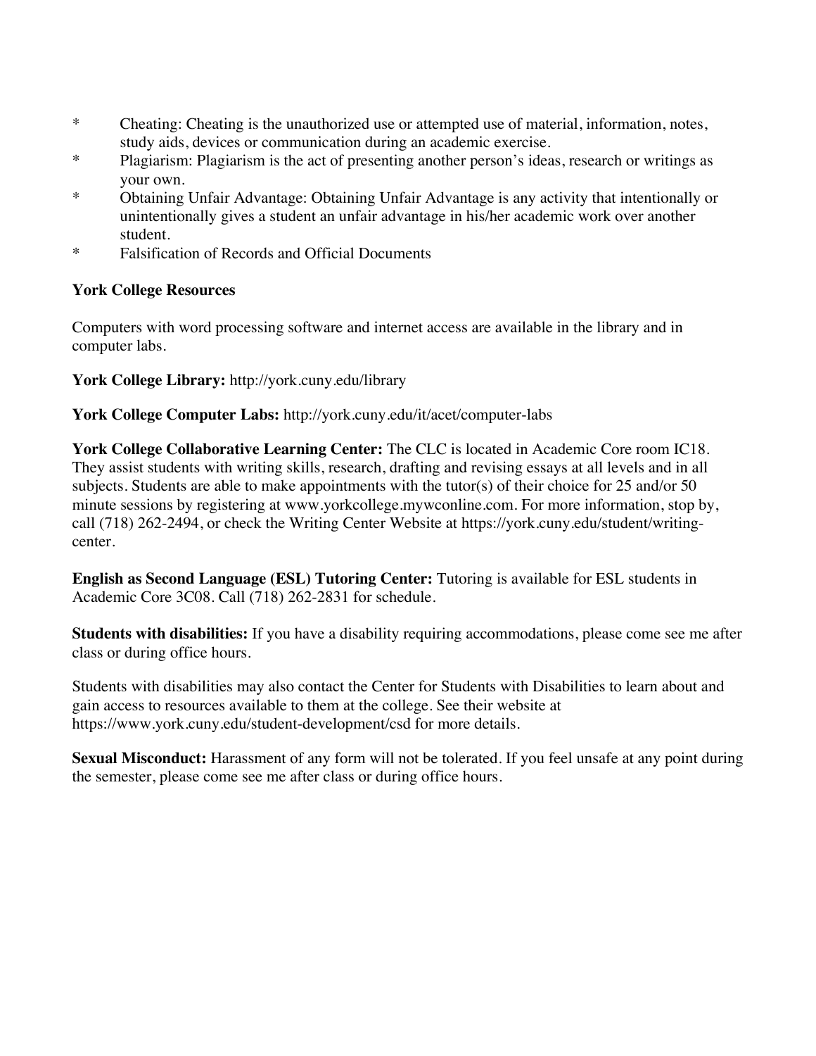* Cheating: Cheating is the unauthorized use or attempted use of material, information, notes, study aids, devices or communication during an academic exercise.
* Plagiarism: Plagiarism is the act of presenting another person's ideas, research or writings as your own.
* Obtaining Unfair Advantage: Obtaining Unfair Advantage is any activity that intentionally or unintentionally gives a student an unfair advantage in his/her academic work over another student.
* Falsification of Records and Official Documents

**York College Resources**

Computers with word processing software and internet access are available in the library and in computer labs.

**York College Library:** http://york.cuny.edu/library

**York College Computer Labs:** http://york.cuny.edu/it/acet/computer-labs

**York College Collaborative Learning Center:** The CLC is located in Academic Core room IC18. They assist students with writing skills, research, drafting and revising essays at all levels and in all subjects. Students are able to make appointments with the tutor(s) of their choice for 25 and/or 50 minute sessions by registering at www.yorkcollege.mywconline.com. For more information, stop by, call (718) 262-2494, or check the Writing Center Website at https://york.cuny.edu/student/writing-center.

**English as Second Language (ESL) Tutoring Center:** Tutoring is available for ESL students in Academic Core 3C08. Call (718) 262-2831 for schedule.

**Students with disabilities:** If you have a disability requiring accommodations, please come see me after class or during office hours.

Students with disabilities may also contact the Center for Students with Disabilities to learn about and gain access to resources available to them at the college. See their website at https://www.york.cuny.edu/student-development/csd for more details.

**Sexual Misconduct:** Harassment of any form will not be tolerated. If you feel unsafe at any point during the semester, please come see me after class or during office hours.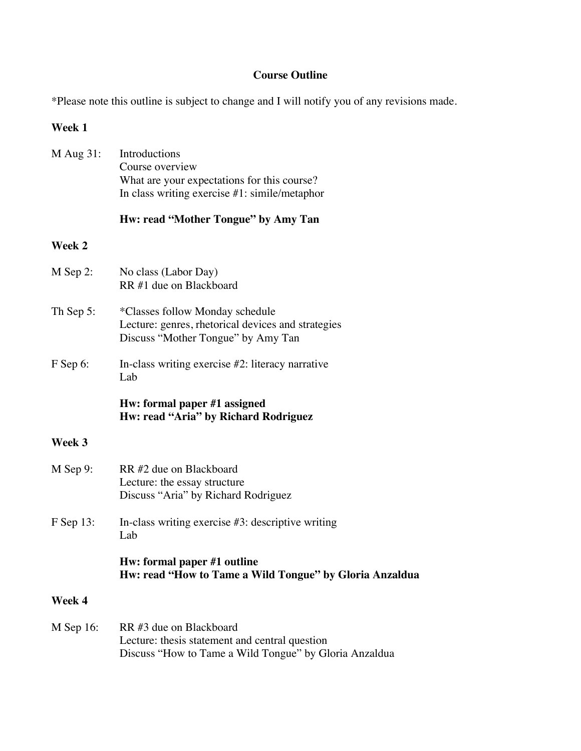## Course Outline

*Please note this outline is subject to change and I will notify you of any revisions made.

### Week 1

M Aug 31: Introductions
Course overview
What are your expectations for this course?
In class writing exercise #1: simile/metaphor

**Hw: read "Mother Tongue" by Amy Tan**

### Week 2

M Sep 2: No class (Labor Day)
RR #1 due on Blackboard

Th Sep 5: *Classes follow Monday schedule
Lecture: genres, rhetorical devices and strategies
Discuss "Mother Tongue" by Amy Tan

F Sep 6: In-class writing exercise #2: literacy narrative
Lab

**Hw: formal paper #1 assigned**
**Hw: read "Aria" by Richard Rodriguez**

### Week 3

M Sep 9: RR #2 due on Blackboard
Lecture: the essay structure
Discuss "Aria" by Richard Rodriguez

F Sep 13: In-class writing exercise #3: descriptive writing
Lab

**Hw: formal paper #1 outline**
**Hw: read "How to Tame a Wild Tongue" by Gloria Anzaldua**

### Week 4

M Sep 16: RR #3 due on Blackboard
Lecture: thesis statement and central question
Discuss "How to Tame a Wild Tongue" by Gloria Anzaldua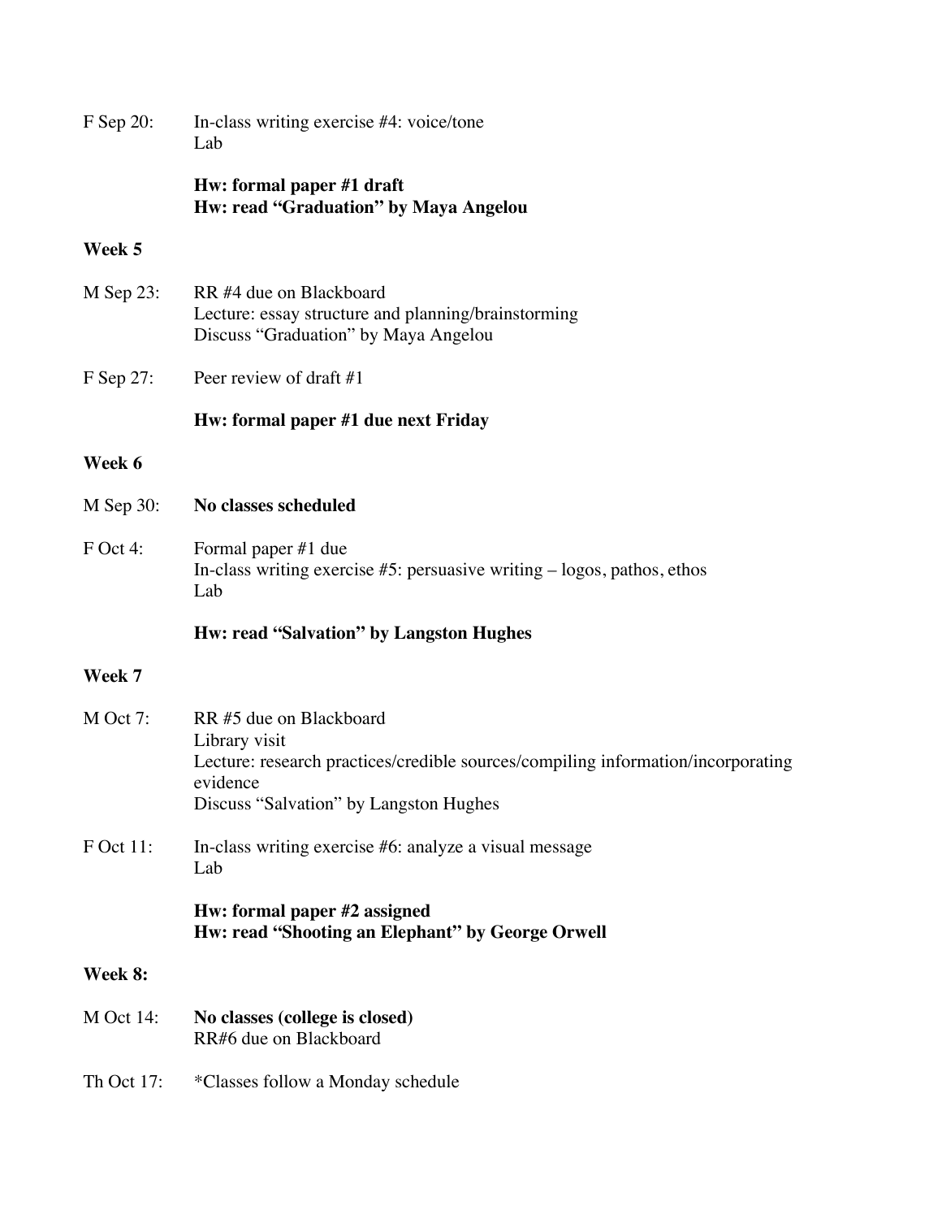F Sep 20: In-class writing exercise #4: voice/tone
Lab

**Hw: formal paper #1 draft**
**Hw: read "Graduation" by Maya Angelou**

**Week 5**

M Sep 23: RR #4 due on Blackboard
Lecture: essay structure and planning/brainstorming
Discuss "Graduation" by Maya Angelou

F Sep 27: Peer review of draft #1

**Hw: formal paper #1 due next Friday**

**Week 6**

M Sep 30: **No classes scheduled**

F Oct 4: Formal paper #1 due
In-class writing exercise #5: persuasive writing – logos, pathos, ethos
Lab

**Hw: read "Salvation" by Langston Hughes**

**Week 7**

M Oct 7: RR #5 due on Blackboard
Library visit
Lecture: research practices/credible sources/compiling information/incorporating evidence
Discuss "Salvation" by Langston Hughes

F Oct 11: In-class writing exercise #6: analyze a visual message
Lab

**Hw: formal paper #2 assigned**
**Hw: read "Shooting an Elephant" by George Orwell**

**Week 8:**

M Oct 14: **No classes (college is closed)**
RR#6 due on Blackboard

Th Oct 17: *Classes follow a Monday schedule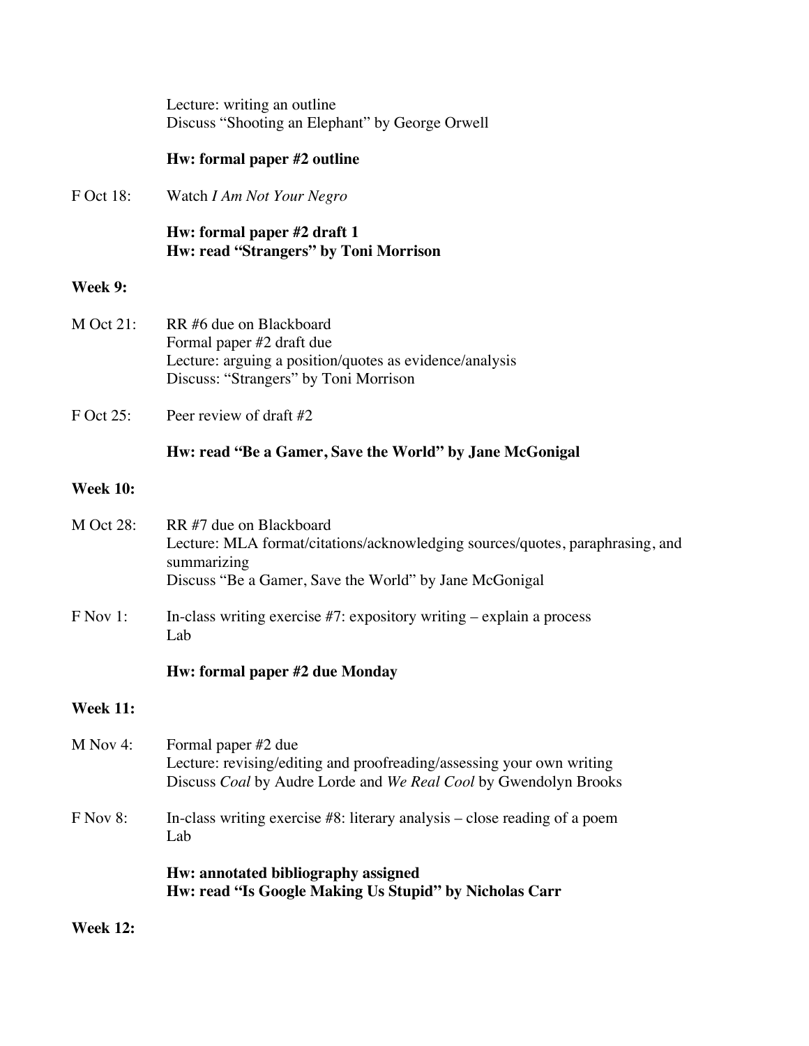Lecture: writing an outline
Discuss "Shooting an Elephant" by George Orwell

**Hw: formal paper #2 outline**

F Oct 18: Watch *I Am Not Your Negro*

**Hw: formal paper #2 draft 1**
**Hw: read "Strangers" by Toni Morrison**

**Week 9:**

M Oct 21: RR #6 due on Blackboard
Formal paper #2 draft due
Lecture: arguing a position/quotes as evidence/analysis
Discuss: "Strangers" by Toni Morrison

F Oct 25: Peer review of draft #2

**Hw: read "Be a Gamer, Save the World" by Jane McGonigal**

**Week 10:**

M Oct 28: RR #7 due on Blackboard
Lecture: MLA format/citations/acknowledging sources/quotes, paraphrasing, and summarizing
Discuss "Be a Gamer, Save the World" by Jane McGonigal

F Nov 1: In-class writing exercise #7: expository writing – explain a process
Lab

**Hw: formal paper #2 due Monday**

**Week 11:**

M Nov 4: Formal paper #2 due
Lecture: revising/editing and proofreading/assessing your own writing
Discuss *Coal* by Audre Lorde and *We Real Cool* by Gwendolyn Brooks

F Nov 8: In-class writing exercise #8: literary analysis – close reading of a poem
Lab

**Hw: annotated bibliography assigned**
**Hw: read "Is Google Making Us Stupid" by Nicholas Carr**

**Week 12:**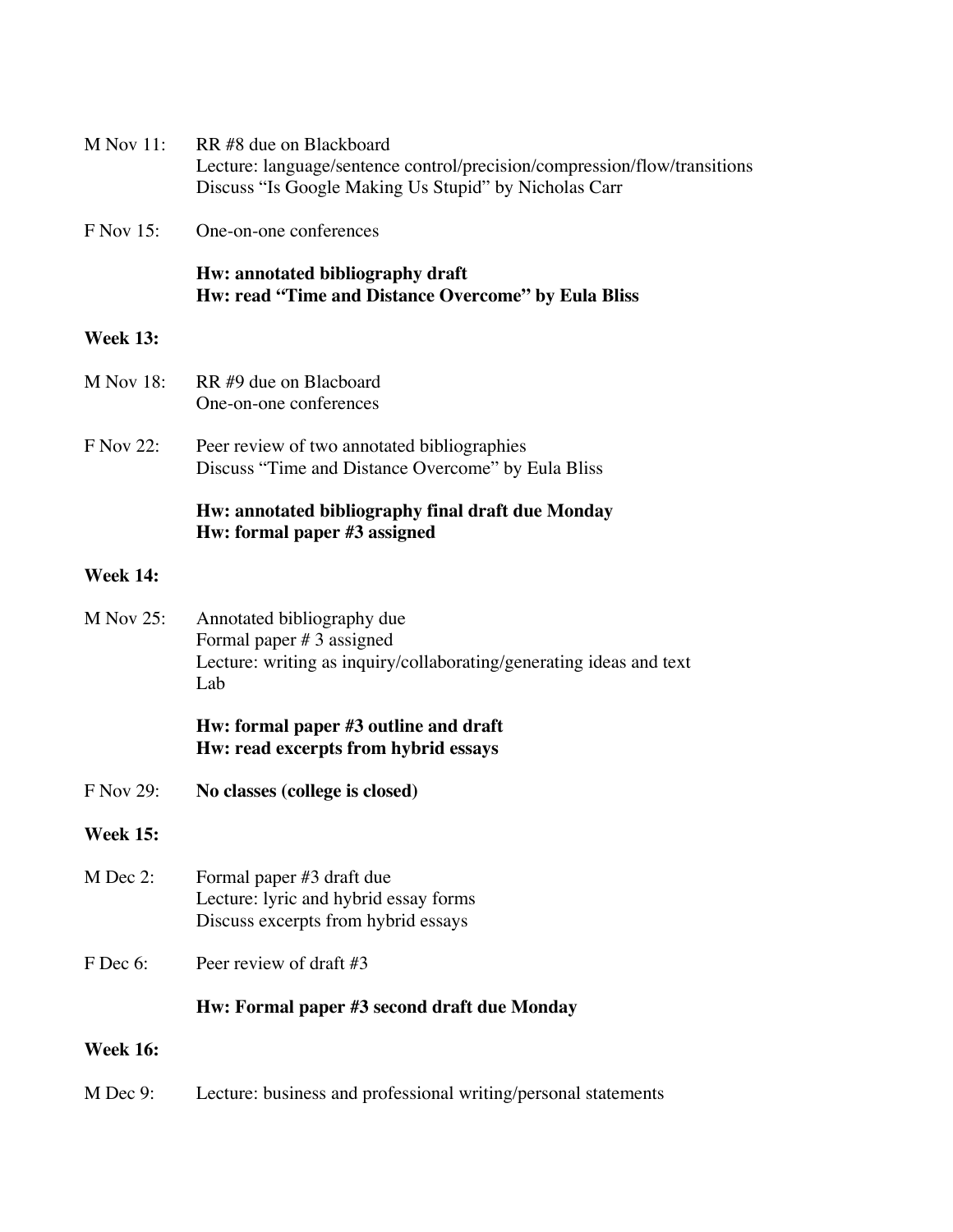M Nov 11: RR #8 due on Blackboard
Lecture: language/sentence control/precision/compression/flow/transitions
Discuss "Is Google Making Us Stupid" by Nicholas Carr

F Nov 15: One-on-one conferences

**Hw: annotated bibliography draft**
**Hw: read "Time and Distance Overcome" by Eula Bliss**

**Week 13:**

M Nov 18: RR #9 due on Blacboard
One-on-one conferences

F Nov 22: Peer review of two annotated bibliographies
Discuss "Time and Distance Overcome" by Eula Bliss

**Hw: annotated bibliography final draft due Monday**
**Hw: formal paper #3 assigned**

**Week 14:**

M Nov 25: Annotated bibliography due
Formal paper # 3 assigned
Lecture: writing as inquiry/collaborating/generating ideas and text
Lab

**Hw: formal paper #3 outline and draft**
**Hw: read excerpts from hybrid essays**

F Nov 29: **No classes (college is closed)**

**Week 15:**

M Dec 2: Formal paper #3 draft due
Lecture: lyric and hybrid essay forms
Discuss excerpts from hybrid essays

F Dec 6: Peer review of draft #3

**Hw: Formal paper #3 second draft due Monday**

**Week 16:**

M Dec 9: Lecture: business and professional writing/personal statements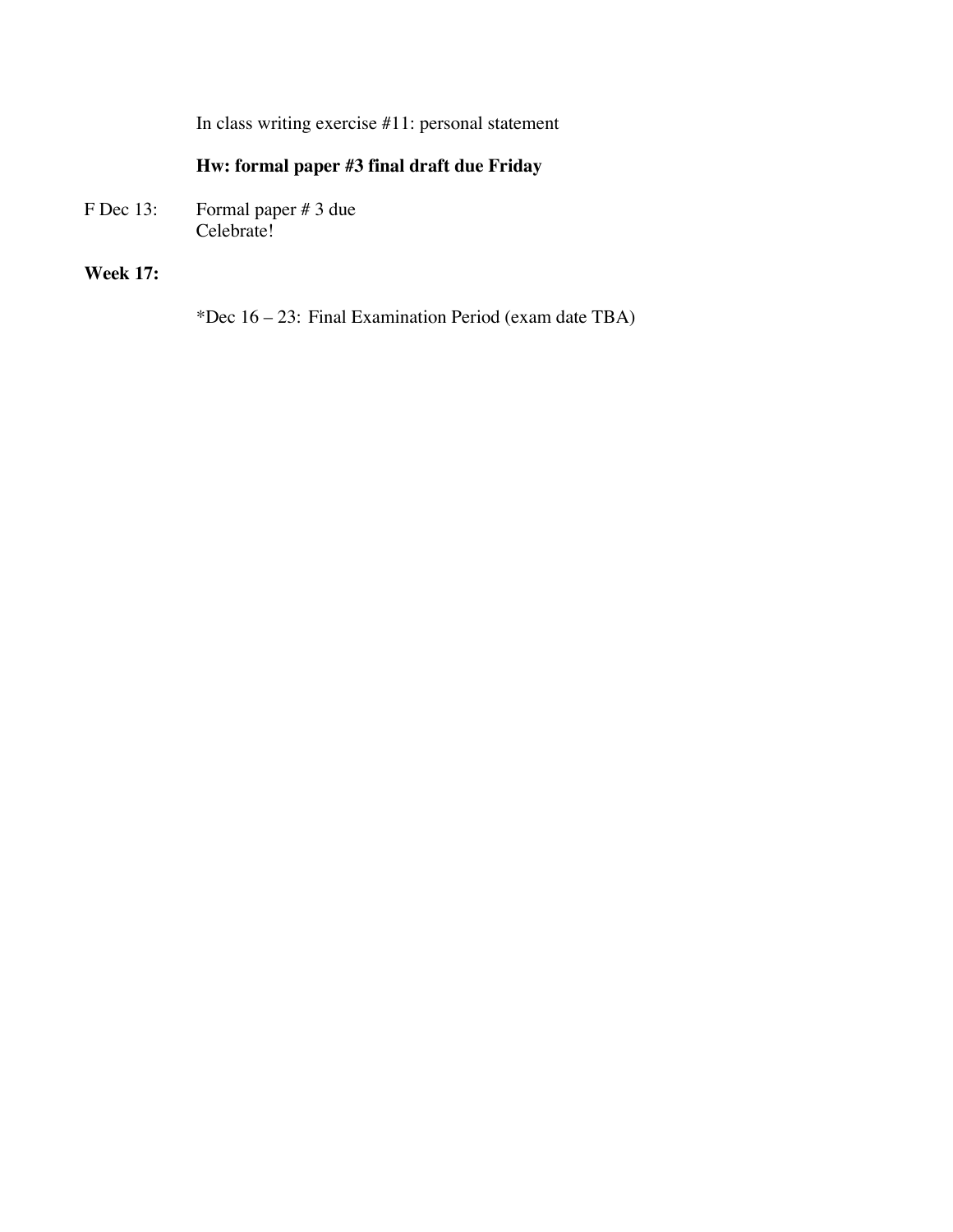In class writing exercise #11: personal statement

**Hw: formal paper #3 final draft due Friday**

F Dec 13: Formal paper # 3 due
Celebrate!

**Week 17:**

*Dec 16 – 23: Final Examination Period (exam date TBA)